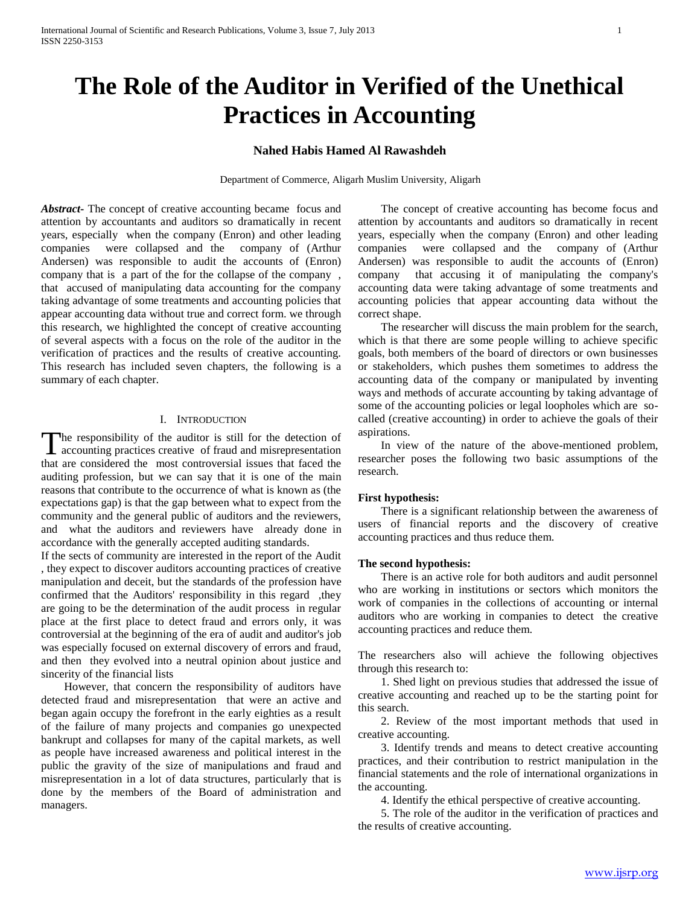# The Role of the Auditor in Verified of the Unethical Practices in Accounting

**Nahed Habis Hamed Al Rawashdeh**

Department of Commerce, Aligarh Muslim University, Aligarh

***Abstract*-** The concept of creative accounting became focus and attention by accountants and auditors so dramatically in recent years, especially when the company (Enron) and other leading companies were collapsed and the company of (Arthur Andersen) was responsible to audit the accounts of (Enron) company that is a part of the for the collapse of the company , that accused of manipulating data accounting for the company taking advantage of some treatments and accounting policies that appear accounting data without true and correct form. we through this research, we highlighted the concept of creative accounting of several aspects with a focus on the role of the auditor in the verification of practices and the results of creative accounting. This research has included seven chapters, the following is a summary of each chapter.

## I. Introduction

The responsibility of the auditor is still for the detection of accounting practices creative of fraud and misrepresentation that are considered the most controversial issues that faced the auditing profession, but we can say that it is one of the main reasons that contribute to the occurrence of what is known as (the expectations gap) is that the gap between what to expect from the community and the general public of auditors and the reviewers, and what the auditors and reviewers have already done in accordance with the generally accepted auditing standards.

If the sects of community are interested in the report of the Audit , they expect to discover auditors accounting practices of creative manipulation and deceit, but the standards of the profession have confirmed that the Auditors' responsibility in this regard ,they are going to be the determination of the audit process in regular place at the first place to detect fraud and errors only, it was controversial at the beginning of the era of audit and auditor's job was especially focused on external discovery of errors and fraud, and then they evolved into a neutral opinion about justice and sincerity of the financial lists

However, that concern the responsibility of auditors have detected fraud and misrepresentation that were an active and began again occupy the forefront in the early eighties as a result of the failure of many projects and companies go unexpected bankrupt and collapses for many of the capital markets, as well as people have increased awareness and political interest in the public the gravity of the size of manipulations and fraud and misrepresentation in a lot of data structures, particularly that is done by the members of the Board of administration and managers.

The concept of creative accounting has become focus and attention by accountants and auditors so dramatically in recent years, especially when the company (Enron) and other leading companies were collapsed and the company of (Arthur Andersen) was responsible to audit the accounts of (Enron) company that accusing it of manipulating the company's accounting data were taking advantage of some treatments and accounting policies that appear accounting data without the correct shape.

The researcher will discuss the main problem for the search, which is that there are some people willing to achieve specific goals, both members of the board of directors or own businesses or stakeholders, which pushes them sometimes to address the accounting data of the company or manipulated by inventing ways and methods of accurate accounting by taking advantage of some of the accounting policies or legal loopholes which are so-called (creative accounting) in order to achieve the goals of their aspirations.

In view of the nature of the above-mentioned problem, researcher poses the following two basic assumptions of the research.

**First hypothesis:**

There is a significant relationship between the awareness of users of financial reports and the discovery of creative accounting practices and thus reduce them.

**The second hypothesis:**

There is an active role for both auditors and audit personnel who are working in institutions or sectors which monitors the work of companies in the collections of accounting or internal auditors who are working in companies to detect the creative accounting practices and reduce them.

The researchers also will achieve the following objectives through this research to:

1. Shed light on previous studies that addressed the issue of creative accounting and reached up to be the starting point for this search.
2. Review of the most important methods that used in creative accounting.
3. Identify trends and means to detect creative accounting practices, and their contribution to restrict manipulation in the financial statements and the role of international organizations in the accounting.
4. Identify the ethical perspective of creative accounting.
5. The role of the auditor in the verification of practices and the results of creative accounting.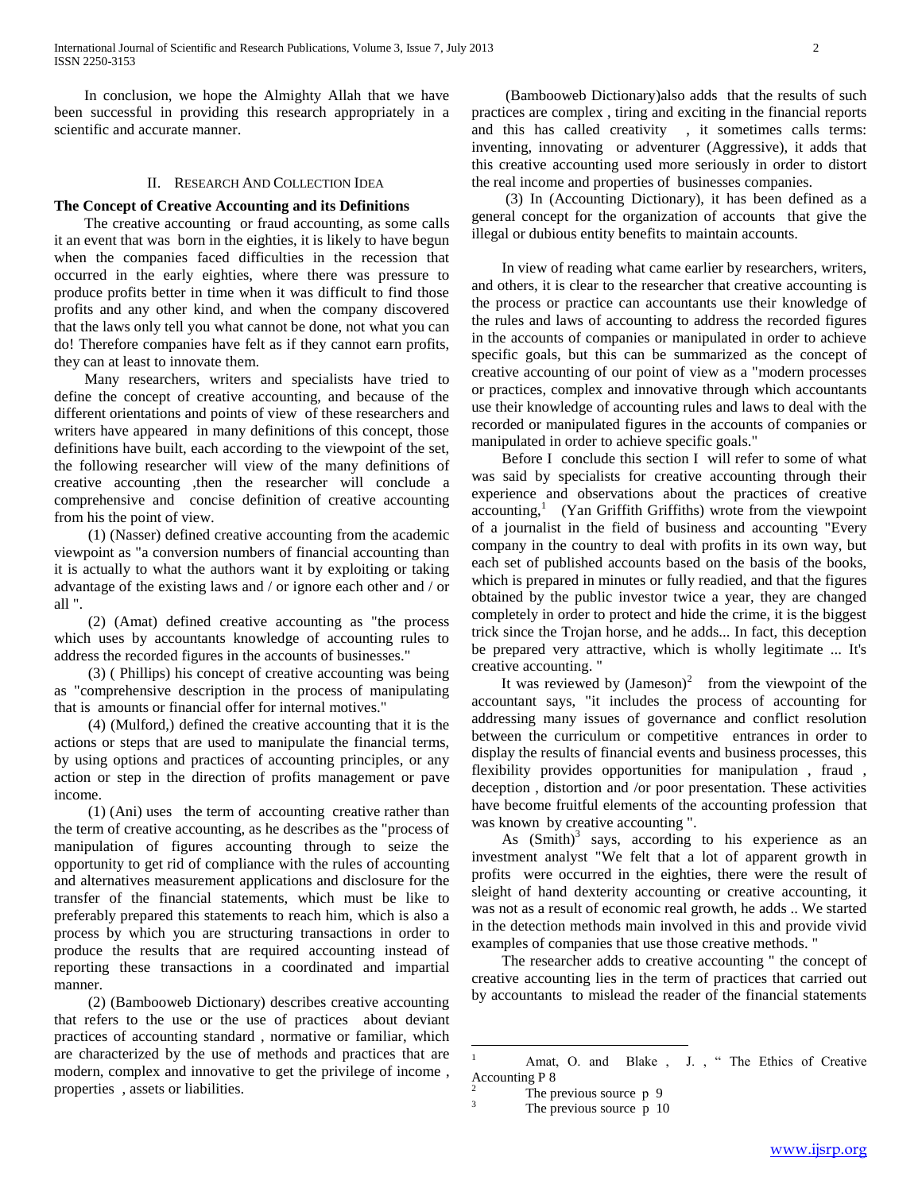In conclusion, we hope the Almighty Allah that we have been successful in providing this research appropriately in a scientific and accurate manner.

## II. Research And Collection Idea

### The Concept of Creative Accounting and its Definitions

The creative accounting or fraud accounting, as some calls it an event that was born in the eighties, it is likely to have begun when the companies faced difficulties in the recession that occurred in the early eighties, where there was pressure to produce profits better in time when it was difficult to find those profits and any other kind, and when the company discovered that the laws only tell you what cannot be done, not what you can do! Therefore companies have felt as if they cannot earn profits, they can at least to innovate them.

Many researchers, writers and specialists have tried to define the concept of creative accounting, and because of the different orientations and points of view of these researchers and writers have appeared in many definitions of this concept, those definitions have built, each according to the viewpoint of the set, the following researcher will view of the many definitions of creative accounting ,then the researcher will conclude a comprehensive and concise definition of creative accounting from his the point of view.

(1) (Nasser) defined creative accounting from the academic viewpoint as "a conversion numbers of financial accounting than it is actually to what the authors want it by exploiting or taking advantage of the existing laws and / or ignore each other and / or all ".

(2) (Amat) defined creative accounting as "the process which uses by accountants knowledge of accounting rules to address the recorded figures in the accounts of businesses."

(3) ( Phillips) his concept of creative accounting was being as "comprehensive description in the process of manipulating that is amounts or financial offer for internal motives."

(4) (Mulford,) defined the creative accounting that it is the actions or steps that are used to manipulate the financial terms, by using options and practices of accounting principles, or any action or step in the direction of profits management or pave income.

(1) (Ani) uses the term of accounting creative rather than the term of creative accounting, as he describes as the "process of manipulation of figures accounting through to seize the opportunity to get rid of compliance with the rules of accounting and alternatives measurement applications and disclosure for the transfer of the financial statements, which must be like to preferably prepared this statements to reach him, which is also a process by which you are structuring transactions in order to produce the results that are required accounting instead of reporting these transactions in a coordinated and impartial manner.

(2) (Bambooweb Dictionary) describes creative accounting that refers to the use or the use of practices about deviant practices of accounting standard , normative or familiar, which are characterized by the use of methods and practices that are modern, complex and innovative to get the privilege of income , properties , assets or liabilities.

(Bambooweb Dictionary)also adds that the results of such practices are complex , tiring and exciting in the financial reports and this has called creativity , it sometimes calls terms: inventing, innovating or adventurer (Aggressive), it adds that this creative accounting used more seriously in order to distort the real income and properties of businesses companies.

(3) In (Accounting Dictionary), it has been defined as a general concept for the organization of accounts that give the illegal or dubious entity benefits to maintain accounts.

In view of reading what came earlier by researchers, writers, and others, it is clear to the researcher that creative accounting is the process or practice can accountants use their knowledge of the rules and laws of accounting to address the recorded figures in the accounts of companies or manipulated in order to achieve specific goals, but this can be summarized as the concept of creative accounting of our point of view as a "modern processes or practices, complex and innovative through which accountants use their knowledge of accounting rules and laws to deal with the recorded or manipulated figures in the accounts of companies or manipulated in order to achieve specific goals."

Before I conclude this section I will refer to some of what was said by specialists for creative accounting through their experience and observations about the practices of creative accounting,[1] (Yan Griffith Griffiths) wrote from the viewpoint of a journalist in the field of business and accounting "Every company in the country to deal with profits in its own way, but each set of published accounts based on the basis of the books, which is prepared in minutes or fully readied, and that the figures obtained by the public investor twice a year, they are changed completely in order to protect and hide the crime, it is the biggest trick since the Trojan horse, and he adds... In fact, this deception be prepared very attractive, which is wholly legitimate ... It's creative accounting. "

It was reviewed by (Jameson)[2] from the viewpoint of the accountant says, "it includes the process of accounting for addressing many issues of governance and conflict resolution between the curriculum or competitive entrances in order to display the results of financial events and business processes, this flexibility provides opportunities for manipulation , fraud , deception , distortion and /or poor presentation. These activities have become fruitful elements of the accounting profession that was known by creative accounting ".

As (Smith)[3] says, according to his experience as an investment analyst "We felt that a lot of apparent growth in profits were occurred in the eighties, there were the result of sleight of hand dexterity accounting or creative accounting, it was not as a result of economic real growth, he adds .. We started in the detection methods main involved in this and provide vivid examples of companies that use those creative methods. "

The researcher adds to creative accounting " the concept of creative accounting lies in the term of practices that carried out by accountants to mislead the reader of the financial statements

---

[1] Amat, O. and Blake , J. , " The Ethics of Creative Accounting P 8

[2] The previous source p 9

[3] The previous source p 10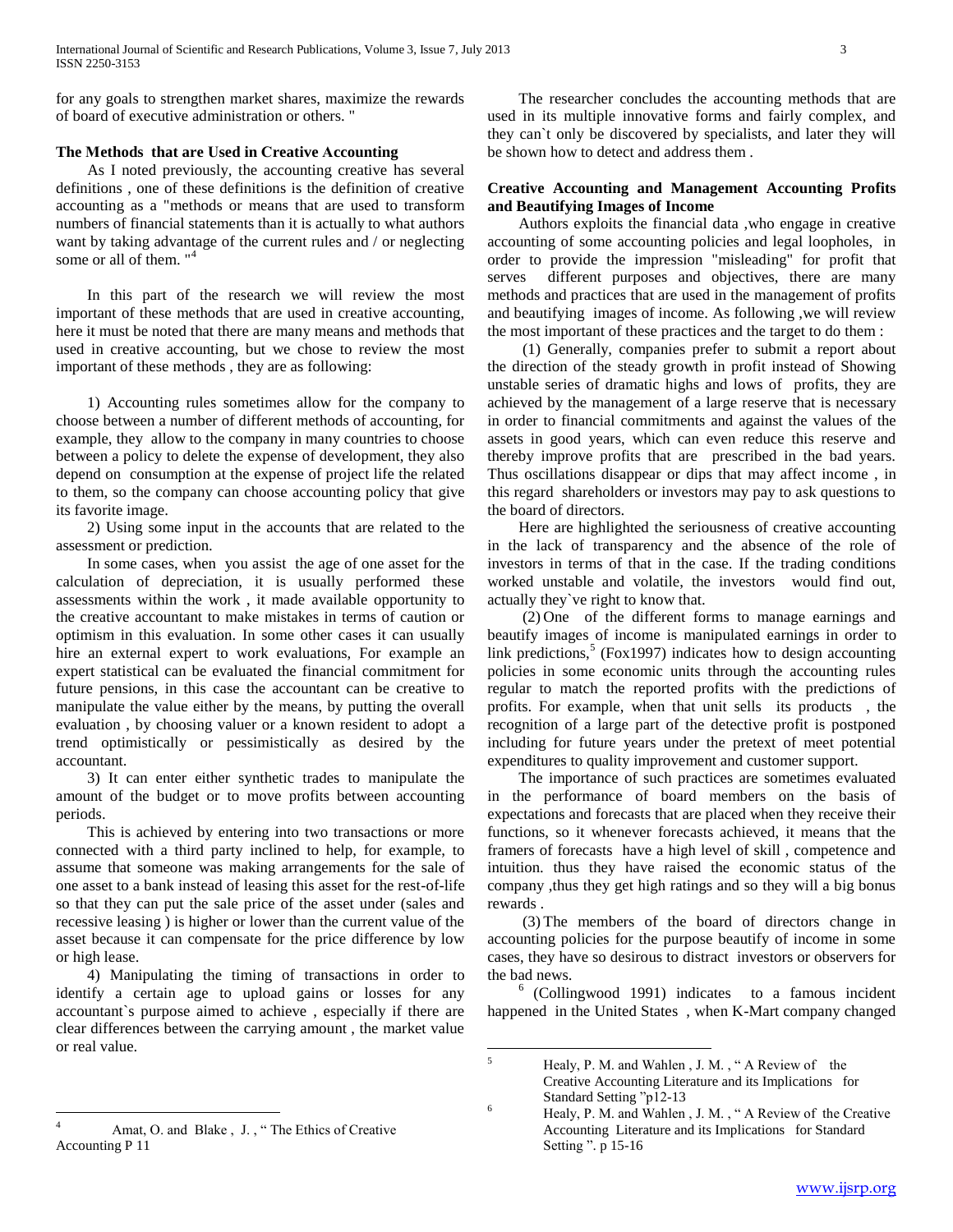for any goals to strengthen market shares, maximize the rewards of board of executive administration or others. "

### The Methods that are Used in Creative Accounting

As I noted previously, the accounting creative has several definitions , one of these definitions is the definition of creative accounting as a "methods or means that are used to transform numbers of financial statements than it is actually to what authors want by taking advantage of the current rules and / or neglecting some or all of them. "[4]

In this part of the research we will review the most important of these methods that are used in creative accounting, here it must be noted that there are many means and methods that used in creative accounting, but we chose to review the most important of these methods , they are as following:

1) Accounting rules sometimes allow for the company to choose between a number of different methods of accounting, for example, they allow to the company in many countries to choose between a policy to delete the expense of development, they also depend on consumption at the expense of project life the related to them, so the company can choose accounting policy that give its favorite image.

2) Using some input in the accounts that are related to the assessment or prediction.

In some cases, when you assist the age of one asset for the calculation of depreciation, it is usually performed these assessments within the work , it made available opportunity to the creative accountant to make mistakes in terms of caution or optimism in this evaluation. In some other cases it can usually hire an external expert to work evaluations, For example an expert statistical can be evaluated the financial commitment for future pensions, in this case the accountant can be creative to manipulate the value either by the means, by putting the overall evaluation , by choosing valuer or a known resident to adopt a trend optimistically or pessimistically as desired by the accountant.

3) It can enter either synthetic trades to manipulate the amount of the budget or to move profits between accounting periods.

This is achieved by entering into two transactions or more connected with a third party inclined to help, for example, to assume that someone was making arrangements for the sale of one asset to a bank instead of leasing this asset for the rest-of-life so that they can put the sale price of the asset under (sales and recessive leasing ) is higher or lower than the current value of the asset because it can compensate for the price difference by low or high lease.

4) Manipulating the timing of transactions in order to identify a certain age to upload gains or losses for any accountant`s purpose aimed to achieve , especially if there are clear differences between the carrying amount , the market value or real value.

The researcher concludes the accounting methods that are used in its multiple innovative forms and fairly complex, and they can`t only be discovered by specialists, and later they will be shown how to detect and address them .

### Creative Accounting and Management Accounting Profits and Beautifying Images of Income

Authors exploits the financial data ,who engage in creative accounting of some accounting policies and legal loopholes, in order to provide the impression "misleading" for profit that serves different purposes and objectives, there are many methods and practices that are used in the management of profits and beautifying images of income. As following ,we will review the most important of these practices and the target to do them :

(1) Generally, companies prefer to submit a report about the direction of the steady growth in profit instead of Showing unstable series of dramatic highs and lows of profits, they are achieved by the management of a large reserve that is necessary in order to financial commitments and against the values of the assets in good years, which can even reduce this reserve and thereby improve profits that are prescribed in the bad years. Thus oscillations disappear or dips that may affect income , in this regard shareholders or investors may pay to ask questions to the board of directors.

Here are highlighted the seriousness of creative accounting in the lack of transparency and the absence of the role of investors in terms of that in the case. If the trading conditions worked unstable and volatile, the investors would find out, actually they`ve right to know that.

(2) One of the different forms to manage earnings and beautify images of income is manipulated earnings in order to link predictions,[5] (Fox1997) indicates how to design accounting policies in some economic units through the accounting rules regular to match the reported profits with the predictions of profits. For example, when that unit sells its products , the recognition of a large part of the detective profit is postponed including for future years under the pretext of meet potential expenditures to quality improvement and customer support.

The importance of such practices are sometimes evaluated in the performance of board members on the basis of expectations and forecasts that are placed when they receive their functions, so it whenever forecasts achieved, it means that the framers of forecasts have a high level of skill , competence and intuition. thus they have raised the economic status of the company ,thus they get high ratings and so they will a big bonus rewards .

(3) The members of the board of directors change in accounting policies for the purpose beautify of income in some cases, they have so desirous to distract investors or observers for the bad news.

[6] (Collingwood 1991) indicates to a famous incident happened in the United States , when K-Mart company changed

---

[4] Amat, O. and Blake , J. , " The Ethics of Creative Accounting P 11

[5] Healy, P. M. and Wahlen , J. M. , " A Review of the Creative Accounting Literature and its Implications for Standard Setting "p12-13

[6] Healy, P. M. and Wahlen , J. M. , " A Review of the Creative Accounting Literature and its Implications for Standard Setting ". p 15-16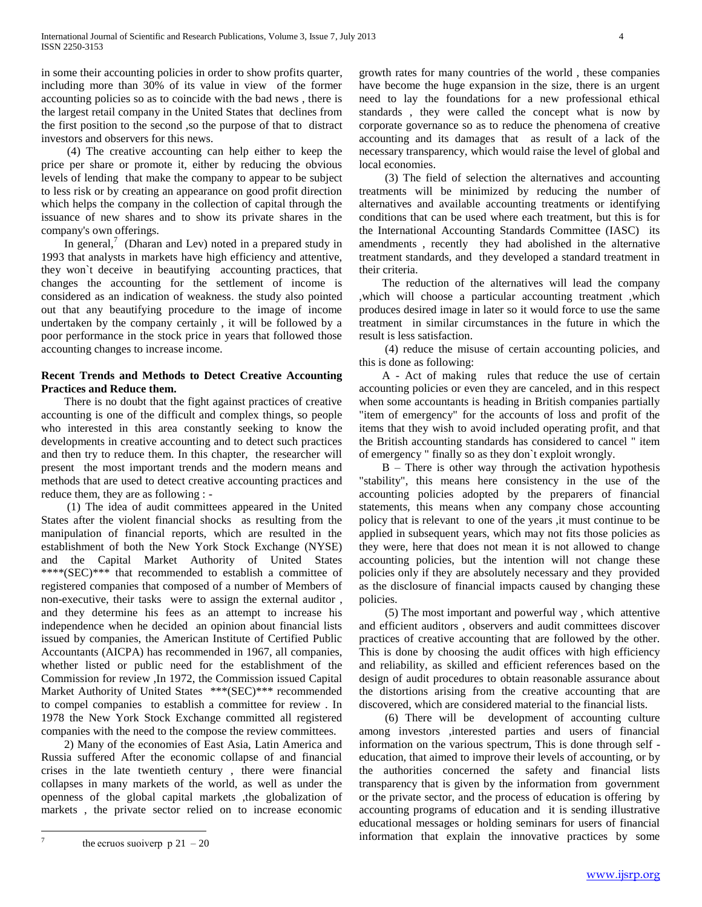in some their accounting policies in order to show profits quarter, including more than 30% of its value in view of the former accounting policies so as to coincide with the bad news , there is the largest retail company in the United States that declines from the first position to the second ,so the purpose of that to distract investors and observers for this news.

(4) The creative accounting can help either to keep the price per share or promote it, either by reducing the obvious levels of lending that make the company to appear to be subject to less risk or by creating an appearance on good profit direction which helps the company in the collection of capital through the issuance of new shares and to show its private shares in the company's own offerings.

In general,[7] (Dharan and Lev) noted in a prepared study in 1993 that analysts in markets have high efficiency and attentive, they won`t deceive in beautifying accounting practices, that changes the accounting for the settlement of income is considered as an indication of weakness. the study also pointed out that any beautifying procedure to the image of income undertaken by the company certainly , it will be followed by a poor performance in the stock price in years that followed those accounting changes to increase income.

**Recent Trends and Methods to Detect Creative Accounting Practices and Reduce them.**

There is no doubt that the fight against practices of creative accounting is one of the difficult and complex things, so people who interested in this area constantly seeking to know the developments in creative accounting and to detect such practices and then try to reduce them. In this chapter, the researcher will present the most important trends and the modern means and methods that are used to detect creative accounting practices and reduce them, they are as following : -

(1) The idea of audit committees appeared in the United States after the violent financial shocks as resulting from the manipulation of financial reports, which are resulted in the establishment of both the New York Stock Exchange (NYSE) and the Capital Market Authority of United States ****(SEC)*** that recommended to establish a committee of registered companies that composed of a number of Members of non-executive, their tasks were to assign the external auditor , and they determine his fees as an attempt to increase his independence when he decided an opinion about financial lists issued by companies, the American Institute of Certified Public Accountants (AICPA) has recommended in 1967, all companies, whether listed or public need for the establishment of the Commission for review ,In 1972, the Commission issued Capital Market Authority of United States ***(SEC)*** recommended to compel companies to establish a committee for review . In 1978 the New York Stock Exchange committed all registered companies with the need to the compose the review committees.

2) Many of the economies of East Asia, Latin America and Russia suffered After the economic collapse of and financial crises in the late twentieth century , there were financial collapses in many markets of the world, as well as under the openness of the global capital markets ,the globalization of markets , the private sector relied on to increase economic growth rates for many countries of the world , these companies have become the huge expansion in the size, there is an urgent need to lay the foundations for a new professional ethical standards , they were called the concept what is now by corporate governance so as to reduce the phenomena of creative accounting and its damages that as result of a lack of the necessary transparency, which would raise the level of global and local economies.

(3) The field of selection the alternatives and accounting treatments will be minimized by reducing the number of alternatives and available accounting treatments or identifying conditions that can be used where each treatment, but this is for the International Accounting Standards Committee (IASC) its amendments , recently they had abolished in the alternative treatment standards, and they developed a standard treatment in their criteria.

The reduction of the alternatives will lead the company ,which will choose a particular accounting treatment ,which produces desired image in later so it would force to use the same treatment in similar circumstances in the future in which the result is less satisfaction.

(4) reduce the misuse of certain accounting policies, and this is done as following:

A - Act of making rules that reduce the use of certain accounting policies or even they are canceled, and in this respect when some accountants is heading in British companies partially "item of emergency" for the accounts of loss and profit of the items that they wish to avoid included operating profit, and that the British accounting standards has considered to cancel " item of emergency " finally so as they don`t exploit wrongly.

B – There is other way through the activation hypothesis "stability", this means here consistency in the use of the accounting policies adopted by the preparers of financial statements, this means when any company chose accounting policy that is relevant to one of the years ,it must continue to be applied in subsequent years, which may not fits those policies as they were, here that does not mean it is not allowed to change accounting policies, but the intention will not change these policies only if they are absolutely necessary and they provided as the disclosure of financial impacts caused by changing these policies.

(5) The most important and powerful way , which attentive and efficient auditors , observers and audit committees discover practices of creative accounting that are followed by the other. This is done by choosing the audit offices with high efficiency and reliability, as skilled and efficient references based on the design of audit procedures to obtain reasonable assurance about the distortions arising from the creative accounting that are discovered, which are considered material to the financial lists.

(6) There will be development of accounting culture among investors ,interested parties and users of financial information on the various spectrum, This is done through self - education, that aimed to improve their levels of accounting, or by the authorities concerned the safety and financial lists transparency that is given by the information from government or the private sector, and the process of education is offering by accounting programs of education and it is sending illustrative educational messages or holding seminars for users of financial information that explain the innovative practices by some

---

[7] the ecruos suoiverp p 21 – 20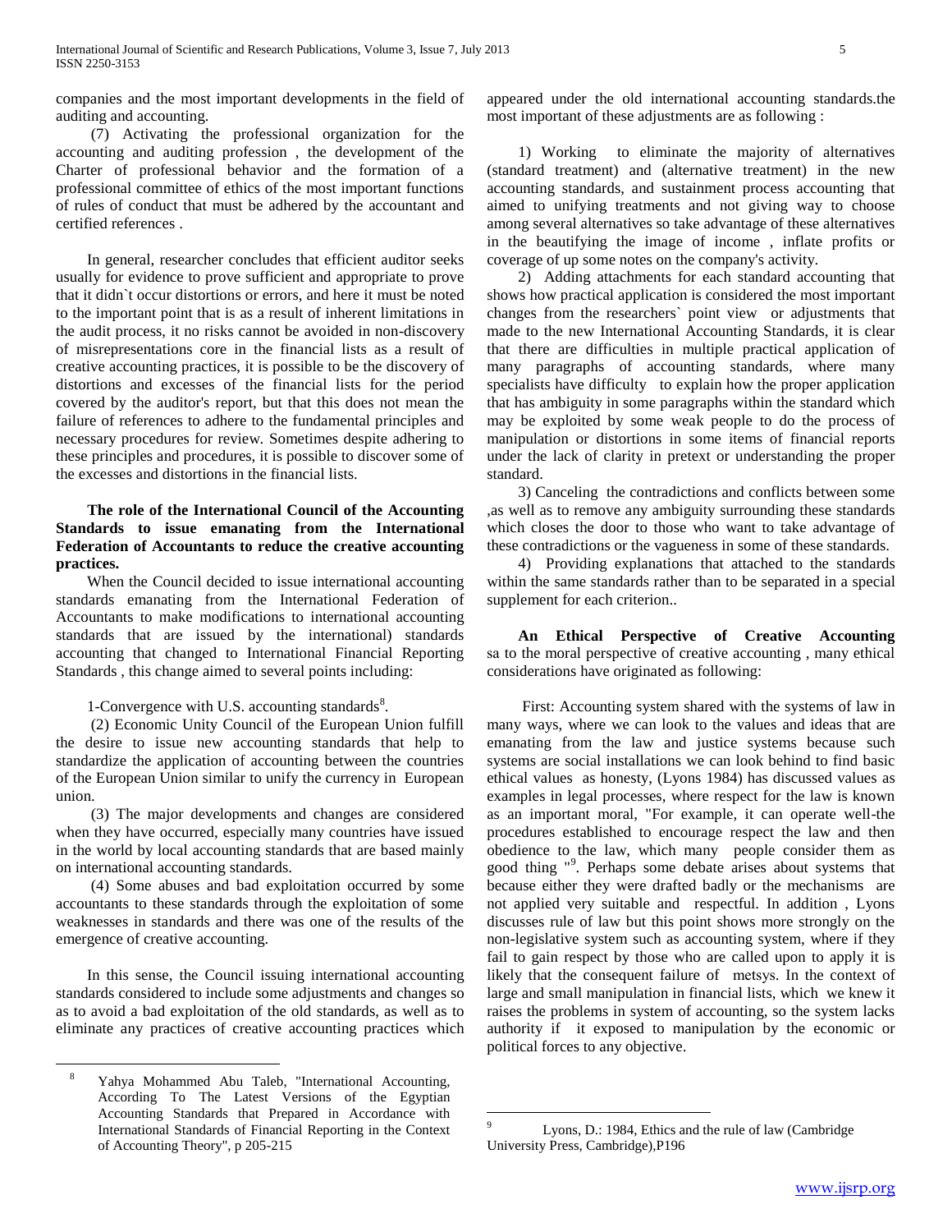companies and the most important developments in the field of auditing and accounting.

(7) Activating the professional organization for the accounting and auditing profession , the development of the Charter of professional behavior and the formation of a professional committee of ethics of the most important functions of rules of conduct that must be adhered by the accountant and certified references .

In general, researcher concludes that efficient auditor seeks usually for evidence to prove sufficient and appropriate to prove that it didn`t occur distortions or errors, and here it must be noted to the important point that is as a result of inherent limitations in the audit process, it no risks cannot be avoided in non-discovery of misrepresentations core in the financial lists as a result of creative accounting practices, it is possible to be the discovery of distortions and excesses of the financial lists for the period covered by the auditor's report, but that this does not mean the failure of references to adhere to the fundamental principles and necessary procedures for review. Sometimes despite adhering to these principles and procedures, it is possible to discover some of the excesses and distortions in the financial lists.

**The role of the International Council of the Accounting Standards to issue emanating from the International Federation of Accountants to reduce the creative accounting practices.**

When the Council decided to issue international accounting standards emanating from the International Federation of Accountants to make modifications to international accounting standards that are issued by the international) standards accounting that changed to International Financial Reporting Standards , this change aimed to several points including:

1-Convergence with U.S. accounting standards[8].

(2) Economic Unity Council of the European Union fulfill the desire to issue new accounting standards that help to standardize the application of accounting between the countries of the European Union similar to unify the currency in European union.

(3) The major developments and changes are considered when they have occurred, especially many countries have issued in the world by local accounting standards that are based mainly on international accounting standards.

(4) Some abuses and bad exploitation occurred by some accountants to these standards through the exploitation of some weaknesses in standards and there was one of the results of the emergence of creative accounting.

In this sense, the Council issuing international accounting standards considered to include some adjustments and changes so as to avoid a bad exploitation of the old standards, as well as to eliminate any practices of creative accounting practices which appeared under the old international accounting standards.the most important of these adjustments are as following :

1) Working to eliminate the majority of alternatives (standard treatment) and (alternative treatment) in the new accounting standards, and sustainment process accounting that aimed to unifying treatments and not giving way to choose among several alternatives so take advantage of these alternatives in the beautifying the image of income , inflate profits or coverage of up some notes on the company's activity.

2) Adding attachments for each standard accounting that shows how practical application is considered the most important changes from the researchers` point view or adjustments that made to the new International Accounting Standards, it is clear that there are difficulties in multiple practical application of many paragraphs of accounting standards, where many specialists have difficulty to explain how the proper application that has ambiguity in some paragraphs within the standard which may be exploited by some weak people to do the process of manipulation or distortions in some items of financial reports under the lack of clarity in pretext or understanding the proper standard.

3) Canceling the contradictions and conflicts between some ,as well as to remove any ambiguity surrounding these standards which closes the door to those who want to take advantage of these contradictions or the vagueness in some of these standards.

4) Providing explanations that attached to the standards within the same standards rather than to be separated in a special supplement for each criterion..

**An Ethical Perspective of Creative Accounting** sa to the moral perspective of creative accounting , many ethical considerations have originated as following:

First: Accounting system shared with the systems of law in many ways, where we can look to the values and ideas that are emanating from the law and justice systems because such systems are social installations we can look behind to find basic ethical values as honesty, (Lyons 1984) has discussed values as examples in legal processes, where respect for the law is known as an important moral, "For example, it can operate well-the procedures established to encourage respect the law and then obedience to the law, which many people consider them as good thing "[9]. Perhaps some debate arises about systems that because either they were drafted badly or the mechanisms are not applied very suitable and respectful. In addition , Lyons discusses rule of law but this point shows more strongly on the non-legislative system such as accounting system, where if they fail to gain respect by those who are called upon to apply it is likely that the consequent failure of metsys. In the context of large and small manipulation in financial lists, which we knew it raises the problems in system of accounting, so the system lacks authority if it exposed to manipulation by the economic or political forces to any objective.

---

[8] Yahya Mohammed Abu Taleb, "International Accounting, According To The Latest Versions of the Egyptian Accounting Standards that Prepared in Accordance with International Standards of Financial Reporting in the Context of Accounting Theory", p 205-215

[9] Lyons, D.: 1984, Ethics and the rule of law (Cambridge University Press, Cambridge),P196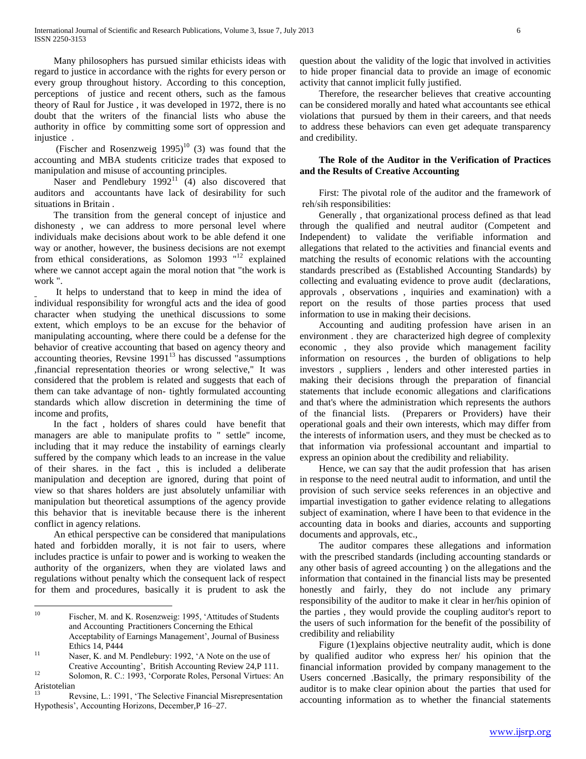Many philosophers has pursued similar ethicists ideas with regard to justice in accordance with the rights for every person or every group throughout history. According to this conception, perceptions of justice and recent others, such as the famous theory of Raul for Justice , it was developed in 1972, there is no doubt that the writers of the financial lists who abuse the authority in office by committing some sort of oppression and injustice .

(Fischer and Rosenzweig 1995)[10] (3) was found that the accounting and MBA students criticize trades that exposed to manipulation and misuse of accounting principles.

Naser and Pendlebury 1992[11] (4) also discovered that auditors and accountants have lack of desirability for such situations in Britain .

The transition from the general concept of injustice and dishonesty , we can address to more personal level where individuals make decisions about work to be able defend it one way or another, however, the business decisions are not exempt from ethical considerations, as Solomon 1993 "[12] explained where we cannot accept again the moral notion that "the work is work ".

It helps to understand that to keep in mind the idea of individual responsibility for wrongful acts and the idea of good character when studying the unethical discussions to some extent, which employs to be an excuse for the behavior of manipulating accounting, where there could be a defense for the behavior of creative accounting that based on agency theory and accounting theories, Revsine 1991[13] has discussed "assumptions ,financial representation theories or wrong selective," It was considered that the problem is related and suggests that each of them can take advantage of non- tightly formulated accounting standards which allow discretion in determining the time of income and profits,

In the fact , holders of shares could have benefit that managers are able to manipulate profits to " settle" income, including that it may reduce the instability of earnings clearly suffered by the company which leads to an increase in the value of their shares. in the fact , this is included a deliberate manipulation and deception are ignored, during that point of view so that shares holders are just absolutely unfamiliar with manipulation but theoretical assumptions of the agency provide this behavior that is inevitable because there is the inherent conflict in agency relations.

An ethical perspective can be considered that manipulations hated and forbidden morally, it is not fair to users, where includes practice is unfair to power and is working to weaken the authority of the organizers, when they are violated laws and regulations without penalty which the consequent lack of respect for them and procedures, basically it is prudent to ask the question about the validity of the logic that involved in activities to hide proper financial data to provide an image of economic activity that cannot implicit fully justified.

Therefore, the researcher believes that creative accounting can be considered morally and hated what accountants see ethical violations that pursued by them in their careers, and that needs to address these behaviors can even get adequate transparency and credibility.

### The Role of the Auditor in the Verification of Practices and the Results of Creative Accounting

First: The pivotal role of the auditor and the framework of reh/sih responsibilities:

Generally , that organizational process defined as that lead through the qualified and neutral auditor (Competent and Independent) to validate the verifiable information and allegations that related to the activities and financial events and matching the results of economic relations with the accounting standards prescribed as (Established Accounting Standards) by collecting and evaluating evidence to prove audit (declarations, approvals , observations , inquiries and examination) with a report on the results of those parties process that used information to use in making their decisions.

Accounting and auditing profession have arisen in an environment . they are characterized high degree of complexity economic , they also provide which management facility information on resources , the burden of obligations to help investors , suppliers , lenders and other interested parties in making their decisions through the preparation of financial statements that include economic allegations and clarifications and that's where the administration which represents the authors of the financial lists. (Preparers or Providers) have their operational goals and their own interests, which may differ from the interests of information users, and they must be checked as to that information via professional accountant and impartial to express an opinion about the credibility and reliability.

Hence, we can say that the audit profession that has arisen in response to the need neutral audit to information, and until the provision of such service seeks references in an objective and impartial investigation to gather evidence relating to allegations subject of examination, where I have been to that evidence in the accounting data in books and diaries, accounts and supporting documents and approvals, etc.,

The auditor compares these allegations and information with the prescribed standards (including accounting standards or any other basis of agreed accounting ) on the allegations and the information that contained in the financial lists may be presented honestly and fairly, they do not include any primary responsibility of the auditor to make it clear in her/his opinion of the parties , they would provide the coupling auditor's report to the users of such information for the benefit of the possibility of credibility and reliability

Figure (1)explains objective neutrality audit, which is done by qualified auditor who express her/ his opinion that the financial information provided by company management to the Users concerned .Basically, the primary responsibility of the auditor is to make clear opinion about the parties that used for accounting information as to whether the financial statements

---

[10] Fischer, M. and K. Rosenzweig: 1995, 'Attitudes of Students and Accounting Practitioners Concerning the Ethical Acceptability of Earnings Management', Journal of Business Ethics 14, P444

[11] Naser, K. and M. Pendlebury: 1992, 'A Note on the use of Creative Accounting', British Accounting Review 24,P 111.

[12] Solomon, R. C.: 1993, 'Corporate Roles, Personal Virtues: An Aristotelian

[13] Revsine, L.: 1991, 'The Selective Financial Misrepresentation Hypothesis', Accounting Horizons, December,P 16–27.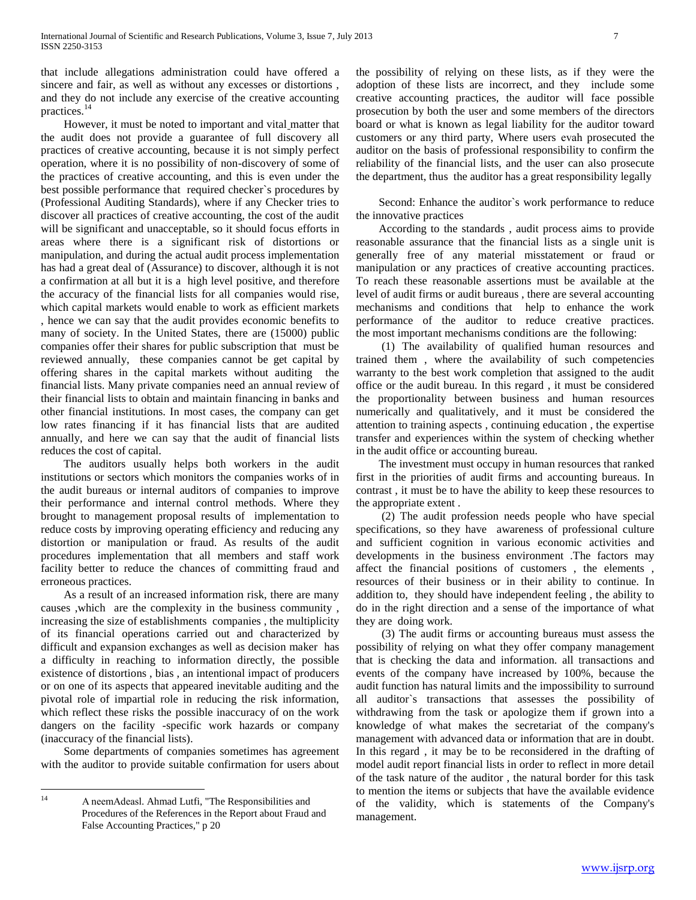that include allegations administration could have offered a sincere and fair, as well as without any excesses or distortions , and they do not include any exercise of the creative accounting practices.[14]

However, it must be noted to important and vital matter that the audit does not provide a guarantee of full discovery all practices of creative accounting, because it is not simply perfect operation, where it is no possibility of non-discovery of some of the practices of creative accounting, and this is even under the best possible performance that required checker`s procedures by (Professional Auditing Standards), where if any Checker tries to discover all practices of creative accounting, the cost of the audit will be significant and unacceptable, so it should focus efforts in areas where there is a significant risk of distortions or manipulation, and during the actual audit process implementation has had a great deal of (Assurance) to discover, although it is not a confirmation at all but it is a high level positive, and therefore the accuracy of the financial lists for all companies would rise, which capital markets would enable to work as efficient markets , hence we can say that the audit provides economic benefits to many of society. In the United States, there are (15000) public companies offer their shares for public subscription that must be reviewed annually, these companies cannot be get capital by offering shares in the capital markets without auditing the financial lists. Many private companies need an annual review of their financial lists to obtain and maintain financing in banks and other financial institutions. In most cases, the company can get low rates financing if it has financial lists that are audited annually, and here we can say that the audit of financial lists reduces the cost of capital.

The auditors usually helps both workers in the audit institutions or sectors which monitors the companies works of in the audit bureaus or internal auditors of companies to improve their performance and internal control methods. Where they brought to management proposal results of implementation to reduce costs by improving operating efficiency and reducing any distortion or manipulation or fraud. As results of the audit procedures implementation that all members and staff work facility better to reduce the chances of committing fraud and erroneous practices.

As a result of an increased information risk, there are many causes ,which are the complexity in the business community , increasing the size of establishments companies , the multiplicity of its financial operations carried out and characterized by difficult and expansion exchanges as well as decision maker has a difficulty in reaching to information directly, the possible existence of distortions , bias , an intentional impact of producers or on one of its aspects that appeared inevitable auditing and the pivotal role of impartial role in reducing the risk information, which reflect these risks the possible inaccuracy of on the work dangers on the facility -specific work hazards or company (inaccuracy of the financial lists).

Some departments of companies sometimes has agreement with the auditor to provide suitable confirmation for users about the possibility of relying on these lists, as if they were the adoption of these lists are incorrect, and they include some creative accounting practices, the auditor will face possible prosecution by both the user and some members of the directors board or what is known as legal liability for the auditor toward customers or any third party, Where users evah prosecuted the auditor on the basis of professional responsibility to confirm the reliability of the financial lists, and the user can also prosecute the department, thus the auditor has a great responsibility legally

Second: Enhance the auditor`s work performance to reduce the innovative practices

According to the standards , audit process aims to provide reasonable assurance that the financial lists as a single unit is generally free of any material misstatement or fraud or manipulation or any practices of creative accounting practices. To reach these reasonable assertions must be available at the level of audit firms or audit bureaus , there are several accounting mechanisms and conditions that help to enhance the work performance of the auditor to reduce creative practices. the most important mechanisms conditions are the following:

(1) The availability of qualified human resources and trained them , where the availability of such competencies warranty to the best work completion that assigned to the audit office or the audit bureau. In this regard , it must be considered the proportionality between business and human resources numerically and qualitatively, and it must be considered the attention to training aspects , continuing education , the expertise transfer and experiences within the system of checking whether in the audit office or accounting bureau.

The investment must occupy in human resources that ranked first in the priorities of audit firms and accounting bureaus. In contrast , it must be to have the ability to keep these resources to the appropriate extent .

(2) The audit profession needs people who have special specifications, so they have awareness of professional culture and sufficient cognition in various economic activities and developments in the business environment .The factors may affect the financial positions of customers , the elements , resources of their business or in their ability to continue. In addition to, they should have independent feeling , the ability to do in the right direction and a sense of the importance of what they are doing work.

(3) The audit firms or accounting bureaus must assess the possibility of relying on what they offer company management that is checking the data and information. all transactions and events of the company have increased by 100%, because the audit function has natural limits and the impossibility to surround all auditor`s transactions that assesses the possibility of withdrawing from the task or apologize them if grown into a knowledge of what makes the secretariat of the company's management with advanced data or information that are in doubt. In this regard , it may be to be reconsidered in the drafting of model audit report financial lists in order to reflect in more detail of the task nature of the auditor , the natural border for this task to mention the items or subjects that have the available evidence of the validity, which is statements of the Company's management.

---

[14] A neemAdeasl. Ahmad Lutfi, "The Responsibilities and Procedures of the References in the Report about Fraud and False Accounting Practices," p 20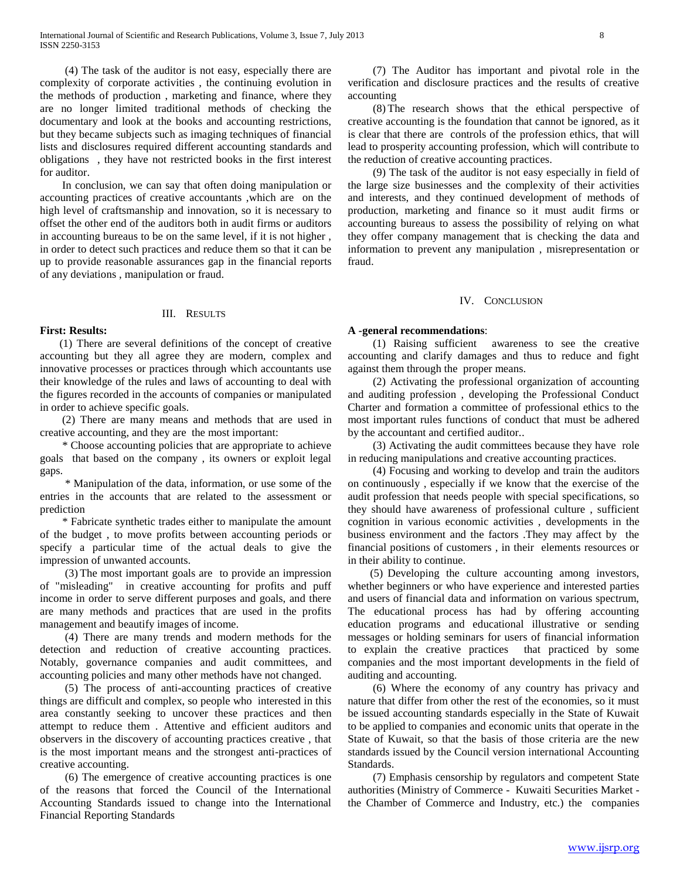(4) The task of the auditor is not easy, especially there are complexity of corporate activities , the continuing evolution in the methods of production , marketing and finance, where they are no longer limited traditional methods of checking the documentary and look at the books and accounting restrictions, but they became subjects such as imaging techniques of financial lists and disclosures required different accounting standards and obligations , they have not restricted books in the first interest for auditor.

In conclusion, we can say that often doing manipulation or accounting practices of creative accountants ,which are on the high level of craftsmanship and innovation, so it is necessary to offset the other end of the auditors both in audit firms or auditors in accounting bureaus to be on the same level, if it is not higher , in order to detect such practices and reduce them so that it can be up to provide reasonable assurances gap in the financial reports of any deviations , manipulation or fraud.

## III. Results

**First: Results:**

(1) There are several definitions of the concept of creative accounting but they all agree they are modern, complex and innovative processes or practices through which accountants use their knowledge of the rules and laws of accounting to deal with the figures recorded in the accounts of companies or manipulated in order to achieve specific goals.

(2) There are many means and methods that are used in creative accounting, and they are the most important:

* Choose accounting policies that are appropriate to achieve goals that based on the company , its owners or exploit legal gaps.

* Manipulation of the data, information, or use some of the entries in the accounts that are related to the assessment or prediction

* Fabricate synthetic trades either to manipulate the amount of the budget , to move profits between accounting periods or specify a particular time of the actual deals to give the impression of unwanted accounts.

(3) The most important goals are to provide an impression of "misleading" in creative accounting for profits and puff income in order to serve different purposes and goals, and there are many methods and practices that are used in the profits management and beautify images of income.

(4) There are many trends and modern methods for the detection and reduction of creative accounting practices. Notably, governance companies and audit committees, and accounting policies and many other methods have not changed.

(5) The process of anti-accounting practices of creative things are difficult and complex, so people who interested in this area constantly seeking to uncover these practices and then attempt to reduce them . Attentive and efficient auditors and observers in the discovery of accounting practices creative , that is the most important means and the strongest anti-practices of creative accounting.

(6) The emergence of creative accounting practices is one of the reasons that forced the Council of the International Accounting Standards issued to change into the International Financial Reporting Standards

(7) The Auditor has important and pivotal role in the verification and disclosure practices and the results of creative accounting

(8) The research shows that the ethical perspective of creative accounting is the foundation that cannot be ignored, as it is clear that there are controls of the profession ethics, that will lead to prosperity accounting profession, which will contribute to the reduction of creative accounting practices.

(9) The task of the auditor is not easy especially in field of the large size businesses and the complexity of their activities and interests, and they continued development of methods of production, marketing and finance so it must audit firms or accounting bureaus to assess the possibility of relying on what they offer company management that is checking the data and information to prevent any manipulation , misrepresentation or fraud.

## IV. Conclusion

**A -general recommendations**:

(1) Raising sufficient awareness to see the creative accounting and clarify damages and thus to reduce and fight against them through the proper means.

(2) Activating the professional organization of accounting and auditing profession , developing the Professional Conduct Charter and formation a committee of professional ethics to the most important rules functions of conduct that must be adhered by the accountant and certified auditor..

(3) Activating the audit committees because they have role in reducing manipulations and creative accounting practices.

(4) Focusing and working to develop and train the auditors on continuously , especially if we know that the exercise of the audit profession that needs people with special specifications, so they should have awareness of professional culture , sufficient cognition in various economic activities , developments in the business environment and the factors .They may affect by the financial positions of customers , in their elements resources or in their ability to continue.

(5) Developing the culture accounting among investors, whether beginners or who have experience and interested parties and users of financial data and information on various spectrum, The educational process has had by offering accounting education programs and educational illustrative or sending messages or holding seminars for users of financial information to explain the creative practices that practiced by some companies and the most important developments in the field of auditing and accounting.

(6) Where the economy of any country has privacy and nature that differ from other the rest of the economies, so it must be issued accounting standards especially in the State of Kuwait to be applied to companies and economic units that operate in the State of Kuwait, so that the basis of those criteria are the new standards issued by the Council version international Accounting Standards.

(7) Emphasis censorship by regulators and competent State authorities (Ministry of Commerce - Kuwaiti Securities Market - the Chamber of Commerce and Industry, etc.) the companies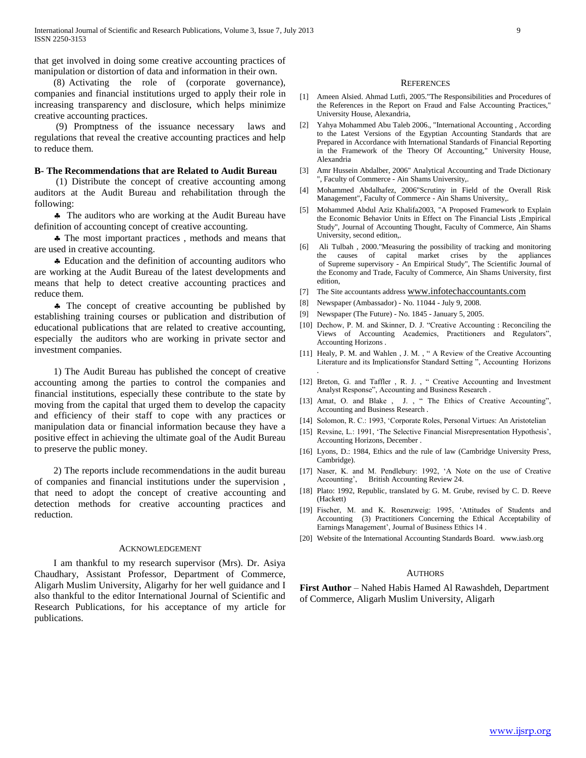that get involved in doing some creative accounting practices of manipulation or distortion of data and information in their own.

(8) Activating the role of (corporate governance), companies and financial institutions urged to apply their role in increasing transparency and disclosure, which helps minimize creative accounting practices.

(9) Promptness of the issuance necessary laws and regulations that reveal the creative accounting practices and help to reduce them.

### B- The Recommendations that are Related to Audit Bureau

(1) Distribute the concept of creative accounting among auditors at the Audit Bureau and rehabilitation through the following:

♣ The auditors who are working at the Audit Bureau have definition of accounting concept of creative accounting.

♣ The most important practices , methods and means that are used in creative accounting.

♣ Education and the definition of accounting auditors who are working at the Audit Bureau of the latest developments and means that help to detect creative accounting practices and reduce them.

♣ The concept of creative accounting be published by establishing training courses or publication and distribution of educational publications that are related to creative accounting, especially the auditors who are working in private sector and investment companies.

1) The Audit Bureau has published the concept of creative accounting among the parties to control the companies and financial institutions, especially these contribute to the state by moving from the capital that urged them to develop the capacity and efficiency of their staff to cope with any practices or manipulation data or financial information because they have a positive effect in achieving the ultimate goal of the Audit Bureau to preserve the public money.

2) The reports include recommendations in the audit bureau of companies and financial institutions under the supervision , that need to adopt the concept of creative accounting and detection methods for creative accounting practices and reduction.

## Acknowledgement

I am thankful to my research supervisor (Mrs). Dr. Asiya Chaudhary, Assistant Professor, Department of Commerce, Aligarh Muslim University, Aligarhy for her well guidance and I also thankful to the editor International Journal of Scientific and Research Publications, for his acceptance of my article for publications.

## References

[1] Ameen Alsied. Ahmad Lutfi, 2005."The Responsibilities and Procedures of the References in the Report on Fraud and False Accounting Practices," University House, Alexandria,

[2] Yahya Mohammed Abu Taleb 2006., "International Accounting , According to the Latest Versions of the Egyptian Accounting Standards that are Prepared in Accordance with International Standards of Financial Reporting in the Framework of the Theory Of Accounting," University House, Alexandria

[3] Amr Hussein Abdalber, 2006" Analytical Accounting and Trade Dictionary ", Faculty of Commerce - Ain Shams University,.

[4] Mohammed Abdalhafez, 2006"Scrutiny in Field of the Overall Risk Management", Faculty of Commerce - Ain Shams University,.

[5] Mohammed Abdul Aziz Khalifa2003, "A Proposed Framework to Explain the Economic Behavior Units in Effect on The Financial Lists ,Empirical Study", Journal of Accounting Thought, Faculty of Commerce, Ain Shams University, second edition,.

[6] Ali Tulbah , 2000."Measuring the possibility of tracking and monitoring the causes of capital market crises by the appliances of Supreme supervisory - An Empirical Study", The Scientific Journal of the Economy and Trade, Faculty of Commerce, Ain Shams University, first edition,

[7] The Site accountants address www.infotechaccountants.com

[8] Newspaper (Ambassador) - No. 11044 - July 9, 2008.

[9] Newspaper (The Future) - No. 1845 - January 5, 2005.

[10] Dechow, P. M. and Skinner, D. J. "Creative Accounting : Reconciling the Views of Accounting Academics, Practitioners and Regulators", Accounting Horizons .

[11] Healy, P. M. and Wahlen , J. M. , " A Review of the Creative Accounting Literature and its Implicationsfor Standard Setting ", Accounting Horizons .

[12] Breton, G. and Taffler , R. J. , " Creative Accounting and Investment Analyst Response", Accounting and Business Research .

[13] Amat, O. and Blake , J. , " The Ethics of Creative Accounting", Accounting and Business Research .

[14] Solomon, R. C.: 1993, 'Corporate Roles, Personal Virtues: An Aristotelian

[15] Revsine, L.: 1991, 'The Selective Financial Misrepresentation Hypothesis', Accounting Horizons, December .

[16] Lyons, D.: 1984, Ethics and the rule of law (Cambridge University Press, Cambridge).

[17] Naser, K. and M. Pendlebury: 1992, 'A Note on the use of Creative Accounting', British Accounting Review 24.

[18] Plato: 1992, Republic, translated by G. M. Grube, revised by C. D. Reeve (Hackett)

[19] Fischer, M. and K. Rosenzweig: 1995, 'Attitudes of Students and Accounting (3) Practitioners Concerning the Ethical Acceptability of Earnings Management', Journal of Business Ethics 14 .

[20] Website of the International Accounting Standards Board. www.iasb.org

## Authors

**First Author** – Nahed Habis Hamed Al Rawashdeh, Department of Commerce, Aligarh Muslim University, Aligarh